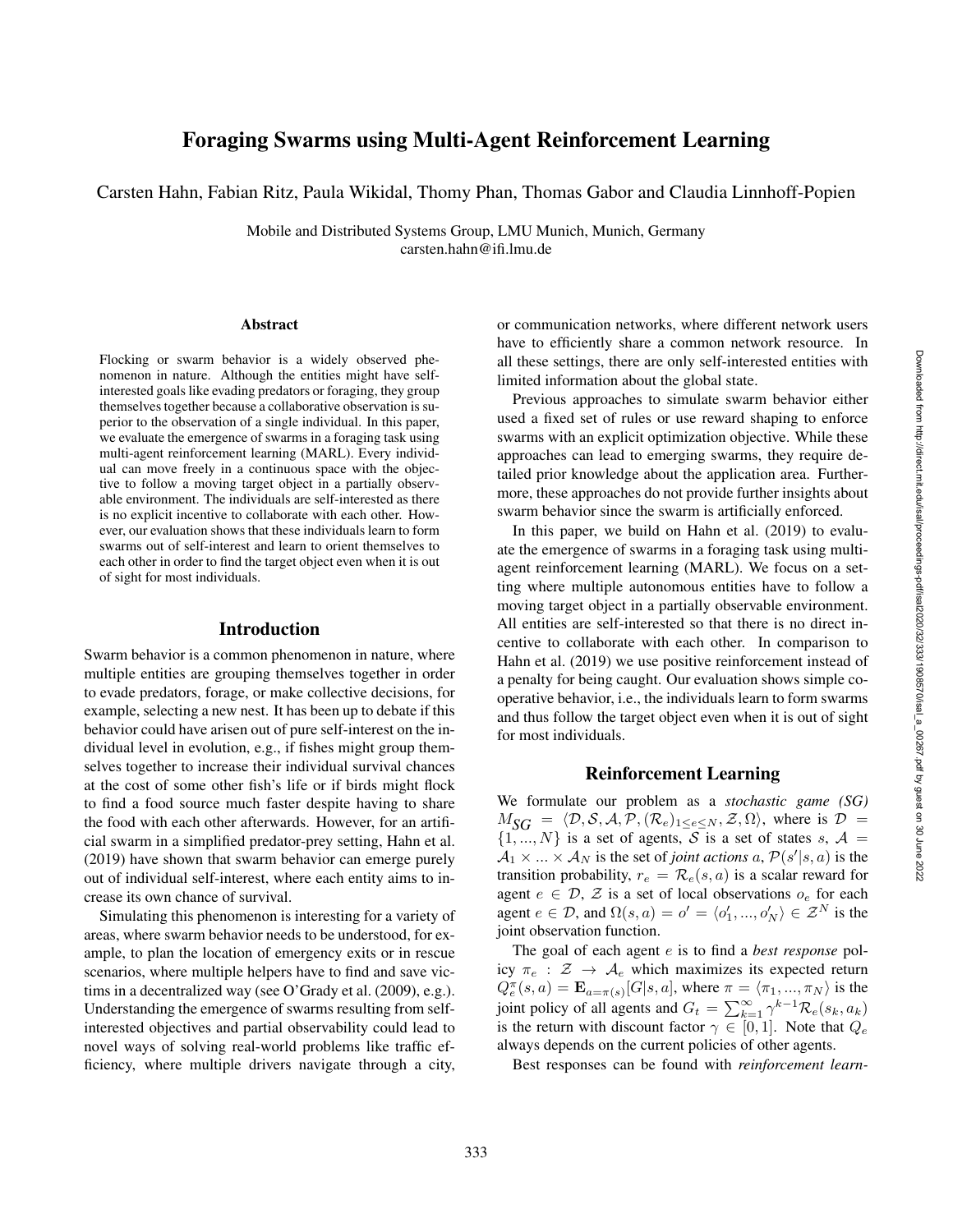# Foraging Swarms using Multi-Agent Reinforcement Learning

Carsten Hahn, Fabian Ritz, Paula Wikidal, Thomy Phan, Thomas Gabor and Claudia Linnhoff-Popien

Mobile and Distributed Systems Group, LMU Munich, Munich, Germany
carsten.hahn@ifi.lmu.de

### Abstract

Flocking or swarm behavior is a widely observed phenomenon in nature. Although the entities might have self-interested goals like evading predators or foraging, they group themselves together because a collaborative observation is superior to the observation of a single individual. In this paper, we evaluate the emergence of swarms in a foraging task using multi-agent reinforcement learning (MARL). Every individual can move freely in a continuous space with the objective to follow a moving target object in a partially observable environment. The individuals are self-interested as there is no explicit incentive to collaborate with each other. However, our evaluation shows that these individuals learn to form swarms out of self-interest and learn to orient themselves to each other in order to find the target object even when it is out of sight for most individuals.

## Introduction

Swarm behavior is a common phenomenon in nature, where multiple entities are grouping themselves together in order to evade predators, forage, or make collective decisions, for example, selecting a new nest. It has been up to debate if this behavior could have arisen out of pure self-interest on the individual level in evolution, e.g., if fishes might group themselves together to increase their individual survival chances at the cost of some other fish's life or if birds might flock to find a food source much faster despite having to share the food with each other afterwards. However, for an artificial swarm in a simplified predator-prey setting, Hahn et al. (2019) have shown that swarm behavior can emerge purely out of individual self-interest, where each entity aims to increase its own chance of survival.

Simulating this phenomenon is interesting for a variety of areas, where swarm behavior needs to be understood, for example, to plan the location of emergency exits or in rescue scenarios, where multiple helpers have to find and save victims in a decentralized way (see O'Grady et al. (2009), e.g.). Understanding the emergence of swarms resulting from self-interested objectives and partial observability could lead to novel ways of solving real-world problems like traffic efficiency, where multiple drivers navigate through a city, or communication networks, where different network users have to efficiently share a common network resource. In all these settings, there are only self-interested entities with limited information about the global state.

Previous approaches to simulate swarm behavior either used a fixed set of rules or use reward shaping to enforce swarms with an explicit optimization objective. While these approaches can lead to emerging swarms, they require detailed prior knowledge about the application area. Furthermore, these approaches do not provide further insights about swarm behavior since the swarm is artificially enforced.

In this paper, we build on Hahn et al. (2019) to evaluate the emergence of swarms in a foraging task using multi-agent reinforcement learning (MARL). We focus on a setting where multiple autonomous entities have to follow a moving target object in a partially observable environment. All entities are self-interested so that there is no direct incentive to collaborate with each other. In comparison to Hahn et al. (2019) we use positive reinforcement instead of a penalty for being caught. Our evaluation shows simple cooperative behavior, i.e., the individuals learn to form swarms and thus follow the target object even when it is out of sight for most individuals.

## Reinforcement Learning

We formulate our problem as a *stochastic game (SG)* $M_{SG} = \langle \mathcal{D}, \mathcal{S}, \mathcal{A}, \mathcal{P}, (\mathcal{R}_e)_{1 \leq e \leq N}, \mathcal{Z}, \Omega \rangle$, where is $\mathcal{D} = \{1, ..., N\}$ is a set of agents, $\mathcal{S}$ is a set of states $s$, $\mathcal{A} = \mathcal{A}_1 \times ... \times \mathcal{A}_N$ is the set of *joint actions* $a$, $\mathcal{P}(s'|s, a)$ is the transition probability, $r_e = \mathcal{R}_e(s, a)$ is a scalar reward for agent $e \in \mathcal{D}$, $\mathcal{Z}$ is a set of local observations $o_e$ for each agent $e \in \mathcal{D}$, and $\Omega(s, a) = o' = \langle o'_1, ..., o'_N \rangle \in \mathcal{Z}^N$ is the joint observation function.

The goal of each agent $e$ is to find a *best response* policy $\pi_e : \mathcal{Z} \rightarrow \mathcal{A}_e$ which maximizes its expected return $Q_e^{\pi}(s, a) = \mathbf{E}_{a=\pi(s)}[G|s, a]$, where $\pi = \langle \pi_1, ..., \pi_N \rangle$ is the joint policy of all agents and $G_t = \sum_{k=1}^{\infty} \gamma^{k-1} \mathcal{R}_e(s_k, a_k)$ is the return with discount factor $\gamma \in [0, 1]$. Note that $Q_e$ always depends on the current policies of other agents.

Best responses can be found with *reinforcement learn-*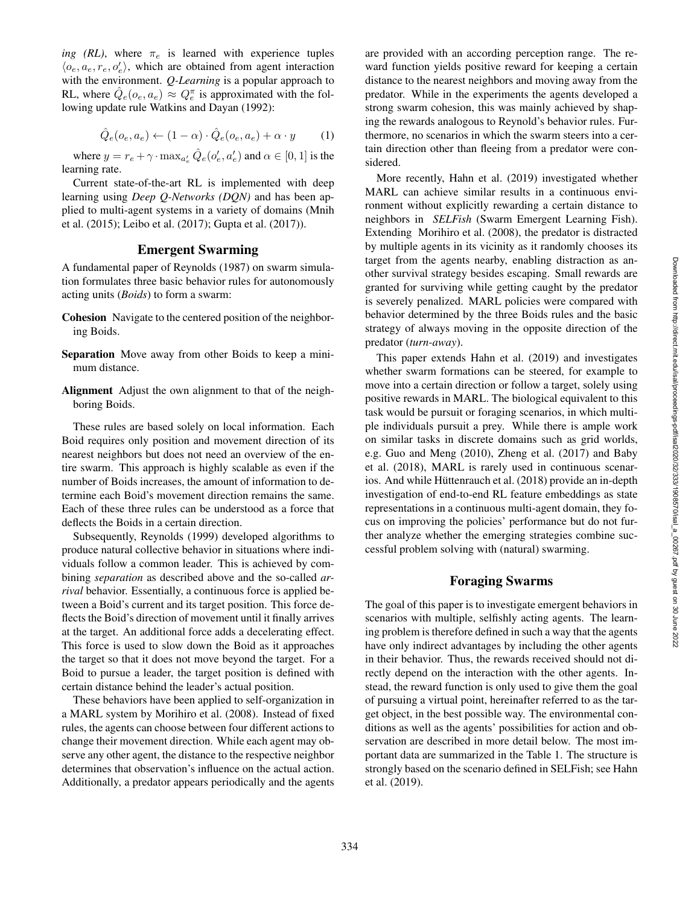*ing (RL)*, where $\pi_e$ is learned with experience tuples $\langle o_e, a_e, r_e, o'_e \rangle$, which are obtained from agent interaction with the environment. *Q-Learning* is a popular approach to RL, where $\hat{Q}_e(o_e, a_e) \approx Q_e^\pi$ is approximated with the following update rule Watkins and Dayan (1992):

$$\hat{Q}_e(o_e, a_e) \leftarrow (1 - \alpha) \cdot \hat{Q}_e(o_e, a_e) + \alpha \cdot y \qquad (1)$$

where $y = r_e + \gamma \cdot \max_{a'_e} \hat{Q}_e(o'_e, a'_e)$ and $\alpha \in [0, 1]$ is the learning rate.

Current state-of-the-art RL is implemented with deep learning using *Deep Q-Networks (DQN)* and has been applied to multi-agent systems in a variety of domains (Mnih et al. (2015); Leibo et al. (2017); Gupta et al. (2017)).

## Emergent Swarming

A fundamental paper of Reynolds (1987) on swarm simulation formulates three basic behavior rules for autonomously acting units (*Boids*) to form a swarm:

**Cohesion** Navigate to the centered position of the neighboring Boids.

**Separation** Move away from other Boids to keep a minimum distance.

**Alignment** Adjust the own alignment to that of the neighboring Boids.

These rules are based solely on local information. Each Boid requires only position and movement direction of its nearest neighbors but does not need an overview of the entire swarm. This approach is highly scalable as even if the number of Boids increases, the amount of information to determine each Boid's movement direction remains the same. Each of these three rules can be understood as a force that deflects the Boids in a certain direction.

Subsequently, Reynolds (1999) developed algorithms to produce natural collective behavior in situations where individuals follow a common leader. This is achieved by combining *separation* as described above and the so-called *arrival* behavior. Essentially, a continuous force is applied between a Boid's current and its target position. This force deflects the Boid's direction of movement until it finally arrives at the target. An additional force adds a decelerating effect. This force is used to slow down the Boid as it approaches the target so that it does not move beyond the target. For a Boid to pursue a leader, the target position is defined with certain distance behind the leader's actual position.

These behaviors have been applied to self-organization in a MARL system by Morihiro et al. (2008). Instead of fixed rules, the agents can choose between four different actions to change their movement direction. While each agent may observe any other agent, the distance to the respective neighbor determines that observation's influence on the actual action. Additionally, a predator appears periodically and the agents are provided with an according perception range. The reward function yields positive reward for keeping a certain distance to the nearest neighbors and moving away from the predator. While in the experiments the agents developed a strong swarm cohesion, this was mainly achieved by shaping the rewards analogous to Reynold's behavior rules. Furthermore, no scenarios in which the swarm steers into a certain direction other than fleeing from a predator were considered.

More recently, Hahn et al. (2019) investigated whether MARL can achieve similar results in a continuous environment without explicitly rewarding a certain distance to neighbors in *SELFish* (Swarm Emergent Learning Fish). Extending Morihiro et al. (2008), the predator is distracted by multiple agents in its vicinity as it randomly chooses its target from the agents nearby, enabling distraction as another survival strategy besides escaping. Small rewards are granted for surviving while getting caught by the predator is severely penalized. MARL policies were compared with behavior determined by the three Boids rules and the basic strategy of always moving in the opposite direction of the predator (*turn-away*).

This paper extends Hahn et al. (2019) and investigates whether swarm formations can be steered, for example to move into a certain direction or follow a target, solely using positive rewards in MARL. The biological equivalent to this task would be pursuit or foraging scenarios, in which multiple individuals pursuit a prey. While there is ample work on similar tasks in discrete domains such as grid worlds, e.g. Guo and Meng (2010), Zheng et al. (2017) and Baby et al. (2018), MARL is rarely used in continuous scenarios. And while Hüttenrauch et al. (2018) provide an in-depth investigation of end-to-end RL feature embeddings as state representations in a continuous multi-agent domain, they focus on improving the policies' performance but do not further analyze whether the emerging strategies combine successful problem solving with (natural) swarming.

## Foraging Swarms

The goal of this paper is to investigate emergent behaviors in scenarios with multiple, selfishly acting agents. The learning problem is therefore defined in such a way that the agents have only indirect advantages by including the other agents in their behavior. Thus, the rewards received should not directly depend on the interaction with the other agents. Instead, the reward function is only used to give them the goal of pursuing a virtual point, hereinafter referred to as the target object, in the best possible way. The environmental conditions as well as the agents' possibilities for action and observation are described in more detail below. The most important data are summarized in the Table 1. The structure is strongly based on the scenario defined in SELFish; see Hahn et al. (2019).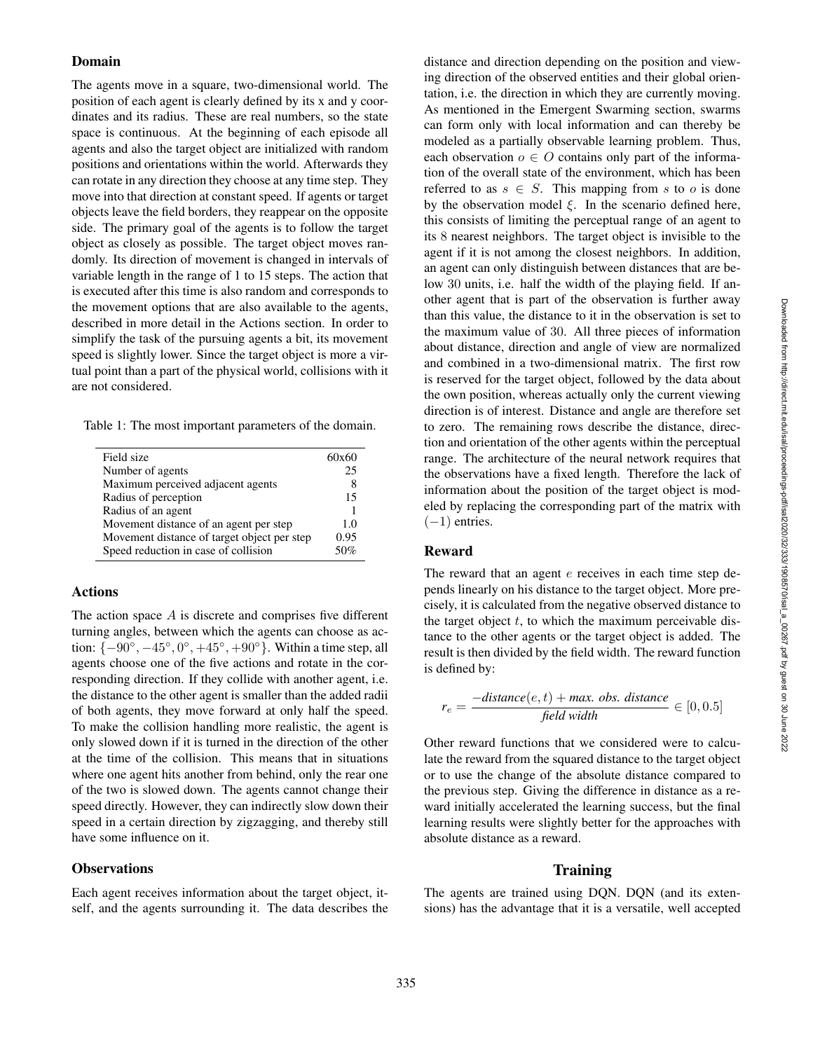## Domain

The agents move in a square, two-dimensional world. The position of each agent is clearly defined by its x and y coordinates and its radius. These are real numbers, so the state space is continuous. At the beginning of each episode all agents and also the target object are initialized with random positions and orientations within the world. Afterwards they can rotate in any direction they choose at any time step. They move into that direction at constant speed. If agents or target objects leave the field borders, they reappear on the opposite side. The primary goal of the agents is to follow the target object as closely as possible. The target object moves randomly. Its direction of movement is changed in intervals of variable length in the range of 1 to 15 steps. The action that is executed after this time is also random and corresponds to the movement options that are also available to the agents, described in more detail in the Actions section. In order to simplify the task of the pursuing agents a bit, its movement speed is slightly lower. Since the target object is more a virtual point than a part of the physical world, collisions with it are not considered.

Table 1: The most important parameters of the domain.

| | |
|---|---|
| Field size | 60x60 |
| Number of agents | 25 |
| Maximum perceived adjacent agents | 8 |
| Radius of perception | 15 |
| Radius of an agent | 1 |
| Movement distance of an agent per step | 1.0 |
| Movement distance of target object per step | 0.95 |
| Speed reduction in case of collision | 50% |

## Actions

The action space $A$ is discrete and comprises five different turning angles, between which the agents can choose as action: $\{-90°, -45°, 0°, +45°, +90°\}$. Within a time step, all agents choose one of the five actions and rotate in the corresponding direction. If they collide with another agent, i.e. the distance to the other agent is smaller than the added radii of both agents, they move forward at only half the speed. To make the collision handling more realistic, the agent is only slowed down if it is turned in the direction of the other at the time of the collision. This means that in situations where one agent hits another from behind, only the rear one of the two is slowed down. The agents cannot change their speed directly. However, they can indirectly slow down their speed in a certain direction by zigzagging, and thereby still have some influence on it.

## Observations

Each agent receives information about the target object, itself, and the agents surrounding it. The data describes the distance and direction depending on the position and viewing direction of the observed entities and their global orientation, i.e. the direction in which they are currently moving. As mentioned in the Emergent Swarming section, swarms can form only with local information and can thereby be modeled as a partially observable learning problem. Thus, each observation $o \in O$ contains only part of the information of the overall state of the environment, which has been referred to as $s \in S$. This mapping from $s$ to $o$ is done by the observation model $\xi$. In the scenario defined here, this consists of limiting the perceptual range of an agent to its 8 nearest neighbors. The target object is invisible to the agent if it is not among the closest neighbors. In addition, an agent can only distinguish between distances that are below 30 units, i.e. half the width of the playing field. If another agent that is part of the observation is further away than this value, the distance to it in the observation is set to the maximum value of 30. All three pieces of information about distance, direction and angle of view are normalized and combined in a two-dimensional matrix. The first row is reserved for the target object, followed by the data about the own position, whereas actually only the current viewing direction is of interest. Distance and angle are therefore set to zero. The remaining rows describe the distance, direction and orientation of the other agents within the perceptual range. The architecture of the neural network requires that the observations have a fixed length. Therefore the lack of information about the position of the target object is modeled by replacing the corresponding part of the matrix with $(-1)$ entries.

## Reward

The reward that an agent $e$ receives in each time step depends linearly on his distance to the target object. More precisely, it is calculated from the negative observed distance to the target object $t$, to which the maximum perceivable distance to the other agents or the target object is added. The result is then divided by the field width. The reward function is defined by:

$$r_e = \frac{-distance(e,t) + \textit{max. obs. distance}}{\textit{field width}} \in [0, 0.5]$$

Other reward functions that we considered were to calculate the reward from the squared distance to the target object or to use the change of the absolute distance compared to the previous step. Giving the difference in distance as a reward initially accelerated the learning success, but the final learning results were slightly better for the approaches with absolute distance as a reward.

# Training

The agents are trained using DQN. DQN (and its extensions) has the advantage that it is a versatile, well accepted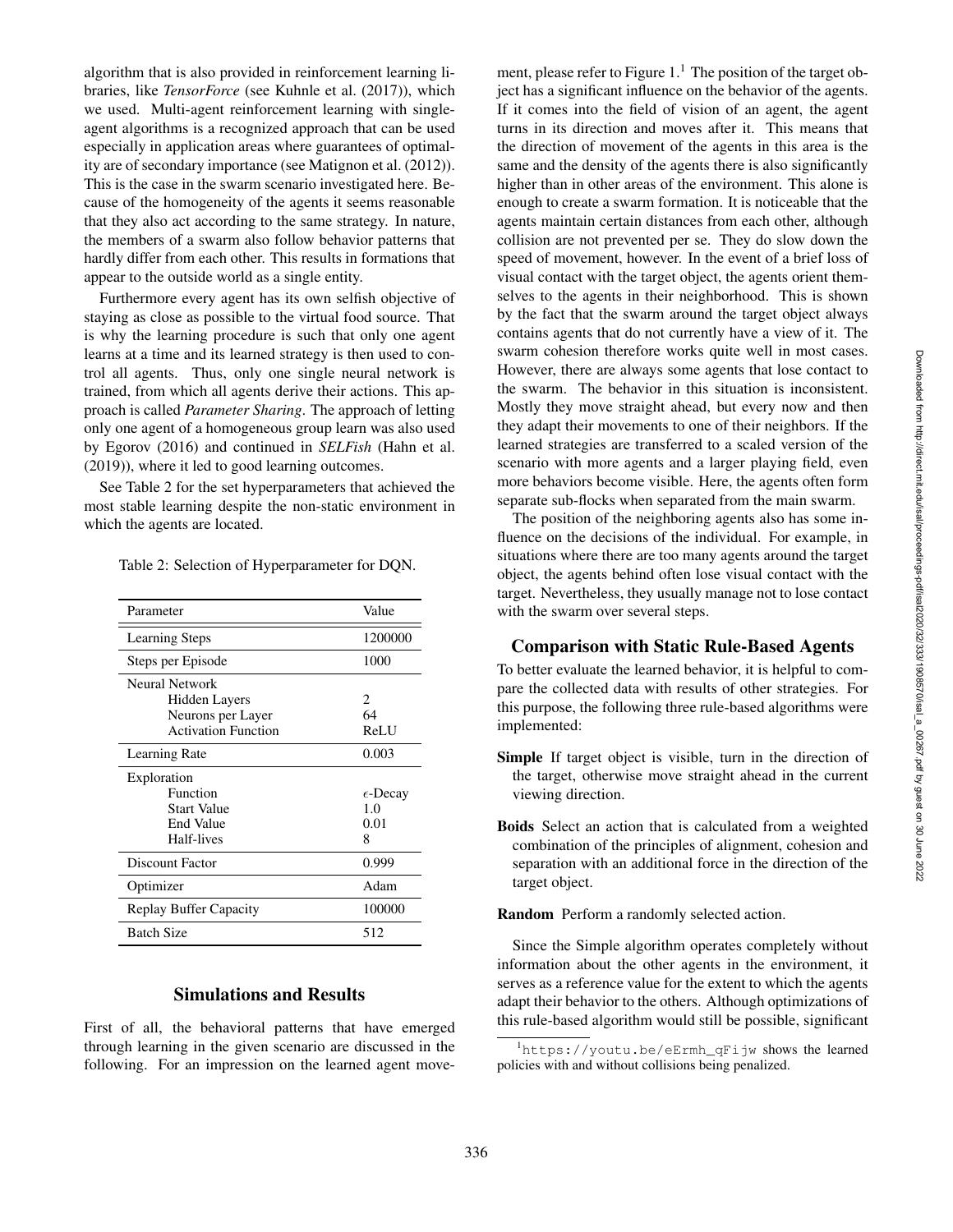algorithm that is also provided in reinforcement learning libraries, like *TensorForce* (see Kuhnle et al. (2017)), which we used. Multi-agent reinforcement learning with single-agent algorithms is a recognized approach that can be used especially in application areas where guarantees of optimality are of secondary importance (see Matignon et al. (2012)). This is the case in the swarm scenario investigated here. Because of the homogeneity of the agents it seems reasonable that they also act according to the same strategy. In nature, the members of a swarm also follow behavior patterns that hardly differ from each other. This results in formations that appear to the outside world as a single entity.

Furthermore every agent has its own selfish objective of staying as close as possible to the virtual food source. That is why the learning procedure is such that only one agent learns at a time and its learned strategy is then used to control all agents. Thus, only one single neural network is trained, from which all agents derive their actions. This approach is called *Parameter Sharing*. The approach of letting only one agent of a homogeneous group learn was also used by Egorov (2016) and continued in *SELFish* (Hahn et al. (2019)), where it led to good learning outcomes.

See Table 2 for the set hyperparameters that achieved the most stable learning despite the non-static environment in which the agents are located.

Table 2: Selection of Hyperparameter for DQN.

| Parameter | Value |
|---|---|
| Learning Steps | 1200000 |
| Steps per Episode | 1000 |
| Neural Network | |
| Hidden Layers | 2 |
| Neurons per Layer | 64 |
| Activation Function | ReLU |
| Learning Rate | 0.003 |
| Exploration | |
| Function | $\epsilon$-Decay |
| Start Value | 1.0 |
| End Value | 0.01 |
| Half-lives | 8 |
| Discount Factor | 0.999 |
| Optimizer | Adam |
| Replay Buffer Capacity | 100000 |
| Batch Size | 512 |

## Simulations and Results

First of all, the behavioral patterns that have emerged through learning in the given scenario are discussed in the following. For an impression on the learned agent movement, please refer to Figure 1.[1] The position of the target object has a significant influence on the behavior of the agents. If it comes into the field of vision of an agent, the agent turns in its direction and moves after it. This means that the direction of movement of the agents in this area is the same and the density of the agents there is also significantly higher than in other areas of the environment. This alone is enough to create a swarm formation. It is noticeable that the agents maintain certain distances from each other, although collision are not prevented per se. They do slow down the speed of movement, however. In the event of a brief loss of visual contact with the target object, the agents orient themselves to the agents in their neighborhood. This is shown by the fact that the swarm around the target object always contains agents that do not currently have a view of it. The swarm cohesion therefore works quite well in most cases. However, there are always some agents that lose contact to the swarm. The behavior in this situation is inconsistent. Mostly they move straight ahead, but every now and then they adapt their movements to one of their neighbors. If the learned strategies are transferred to a scaled version of the scenario with more agents and a larger playing field, even more behaviors become visible. Here, the agents often form separate sub-flocks when separated from the main swarm.

The position of the neighboring agents also has some influence on the decisions of the individual. For example, in situations where there are too many agents around the target object, the agents behind often lose visual contact with the target. Nevertheless, they usually manage not to lose contact with the swarm over several steps.

## Comparison with Static Rule-Based Agents

To better evaluate the learned behavior, it is helpful to compare the collected data with results of other strategies. For this purpose, the following three rule-based algorithms were implemented:

**Simple** If target object is visible, turn in the direction of the target, otherwise move straight ahead in the current viewing direction.

**Boids** Select an action that is calculated from a weighted combination of the principles of alignment, cohesion and separation with an additional force in the direction of the target object.

**Random** Perform a randomly selected action.

Since the Simple algorithm operates completely without information about the other agents in the environment, it serves as a reference value for the extent to which the agents adapt their behavior to the others. Although optimizations of this rule-based algorithm would still be possible, significant

[1] https://youtu.be/eErmh_qFijw shows the learned policies with and without collisions being penalized.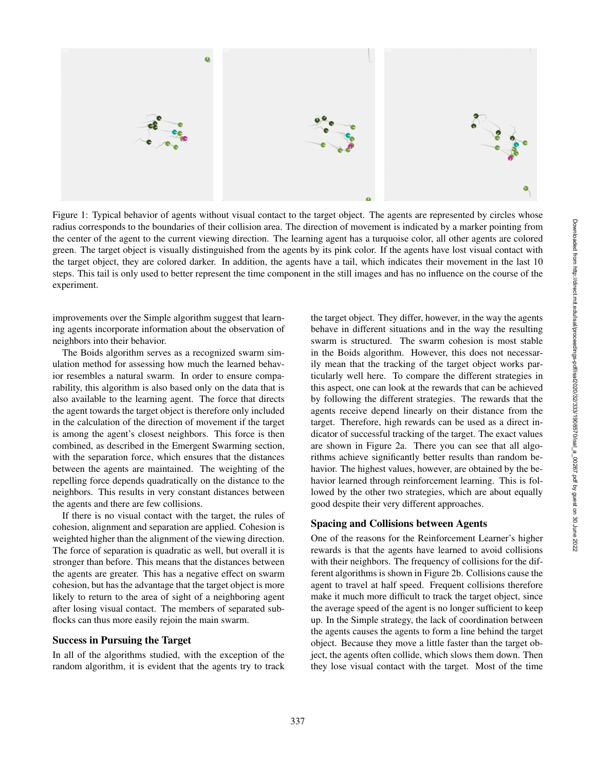Figure 1: Typical behavior of agents without visual contact to the target object. The agents are represented by circles whose radius corresponds to the boundaries of their collision area. The direction of movement is indicated by a marker pointing from the center of the agent to the current viewing direction. The learning agent has a turquoise color, all other agents are colored green. The target object is visually distinguished from the agents by its pink color. If the agents have lost visual contact with the target object, they are colored darker. In addition, the agents have a tail, which indicates their movement in the last 10 steps. This tail is only used to better represent the time component in the still images and has no influence on the course of the experiment.

improvements over the Simple algorithm suggest that learning agents incorporate information about the observation of neighbors into their behavior.

The Boids algorithm serves as a recognized swarm simulation method for assessing how much the learned behavior resembles a natural swarm. In order to ensure comparability, this algorithm is also based only on the data that is also available to the learning agent. The force that directs the agent towards the target object is therefore only included in the calculation of the direction of movement if the target is among the agent's closest neighbors. This force is then combined, as described in the Emergent Swarming section, with the separation force, which ensures that the distances between the agents are maintained. The weighting of the repelling force depends quadratically on the distance to the neighbors. This results in very constant distances between the agents and there are few collisions.

If there is no visual contact with the target, the rules of cohesion, alignment and separation are applied. Cohesion is weighted higher than the alignment of the viewing direction. The force of separation is quadratic as well, but overall it is stronger than before. This means that the distances between the agents are greater. This has a negative effect on swarm cohesion, but has the advantage that the target object is more likely to return to the area of sight of a neighboring agent after losing visual contact. The members of separated subflocks can thus more easily rejoin the main swarm.

## Success in Pursuing the Target

In all of the algorithms studied, with the exception of the random algorithm, it is evident that the agents try to track the target object. They differ, however, in the way the agents behave in different situations and in the way the resulting swarm is structured. The swarm cohesion is most stable in the Boids algorithm. However, this does not necessarily mean that the tracking of the target object works particularly well here. To compare the different strategies in this aspect, one can look at the rewards that can be achieved by following the different strategies. The rewards that the agents receive depend linearly on their distance from the target. Therefore, high rewards can be used as a direct indicator of successful tracking of the target. The exact values are shown in Figure 2a. There you can see that all algorithms achieve significantly better results than random behavior. The highest values, however, are obtained by the behavior learned through reinforcement learning. This is followed by the other two strategies, which are about equally good despite their very different approaches.

## Spacing and Collisions between Agents

One of the reasons for the Reinforcement Learner's higher rewards is that the agents have learned to avoid collisions with their neighbors. The frequency of collisions for the different algorithms is shown in Figure 2b. Collisions cause the agent to travel at half speed. Frequent collisions therefore make it much more difficult to track the target object, since the average speed of the agent is no longer sufficient to keep up. In the Simple strategy, the lack of coordination between the agents causes the agents to form a line behind the target object. Because they move a little faster than the target object, the agents often collide, which slows them down. Then they lose visual contact with the target. Most of the time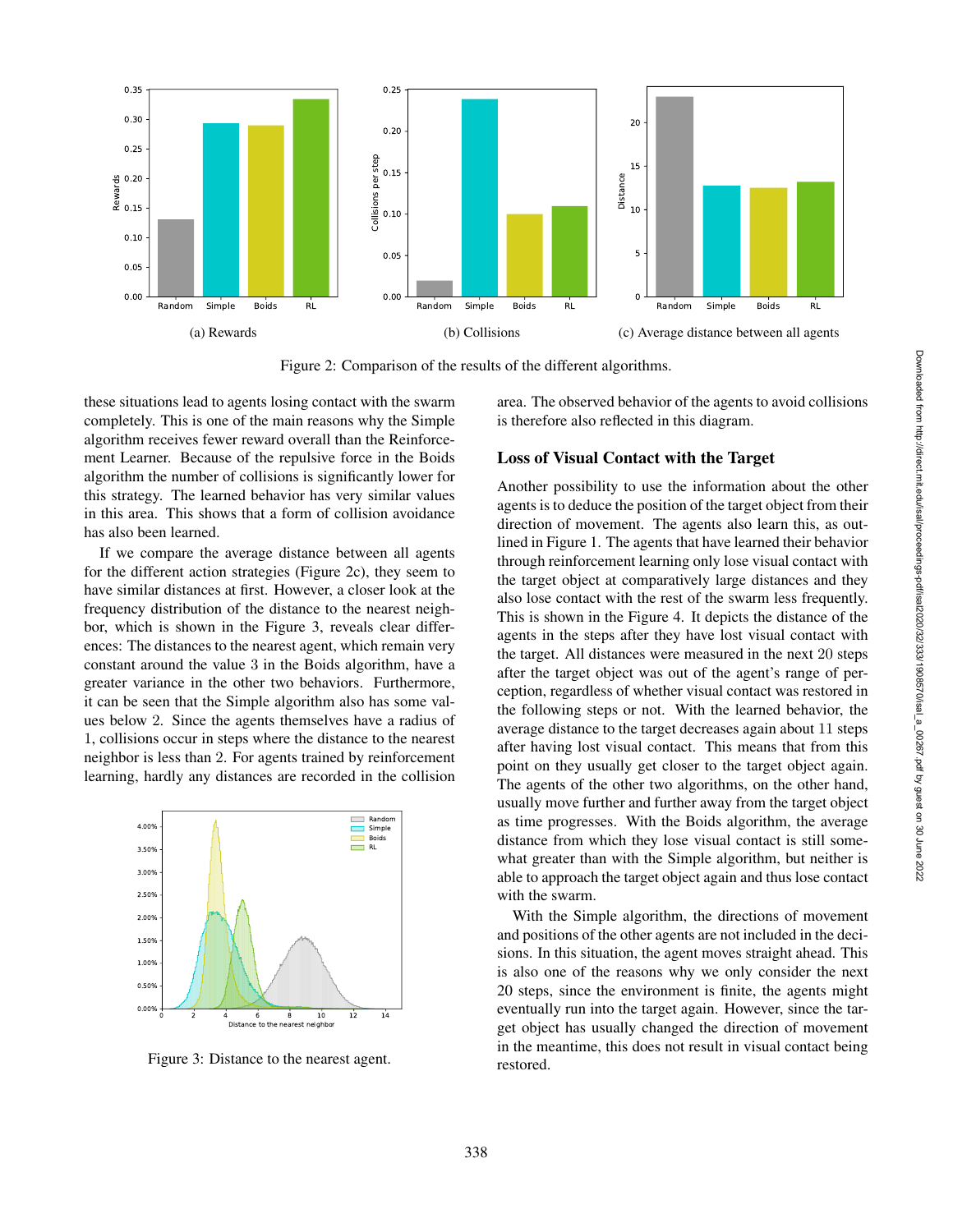(a) Rewards

(b) Collisions

(c) Average distance between all agents

Figure 2: Comparison of the results of the different algorithms.

these situations lead to agents losing contact with the swarm completely. This is one of the main reasons why the Simple algorithm receives fewer reward overall than the Reinforcement Learner. Because of the repulsive force in the Boids algorithm the number of collisions is significantly lower for this strategy. The learned behavior has very similar values in this area. This shows that a form of collision avoidance has also been learned.

If we compare the average distance between all agents for the different action strategies (Figure 2c), they seem to have similar distances at first. However, a closer look at the frequency distribution of the distance to the nearest neighbor, which is shown in the Figure 3, reveals clear differences: The distances to the nearest agent, which remain very constant around the value 3 in the Boids algorithm, have a greater variance in the other two behaviors. Furthermore, it can be seen that the Simple algorithm also has some values below 2. Since the agents themselves have a radius of 1, collisions occur in steps where the distance to the nearest neighbor is less than 2. For agents trained by reinforcement learning, hardly any distances are recorded in the collision area. The observed behavior of the agents to avoid collisions is therefore also reflected in this diagram.

Figure 3: Distance to the nearest agent.

## Loss of Visual Contact with the Target

Another possibility to use the information about the other agents is to deduce the position of the target object from their direction of movement. The agents also learn this, as outlined in Figure 1. The agents that have learned their behavior through reinforcement learning only lose visual contact with the target object at comparatively large distances and they also lose contact with the rest of the swarm less frequently. This is shown in the Figure 4. It depicts the distance of the agents in the steps after they have lost visual contact with the target. All distances were measured in the next 20 steps after the target object was out of the agent's range of perception, regardless of whether visual contact was restored in the following steps or not. With the learned behavior, the average distance to the target decreases again about 11 steps after having lost visual contact. This means that from this point on they usually get closer to the target object again. The agents of the other two algorithms, on the other hand, usually move further and further away from the target object as time progresses. With the Boids algorithm, the average distance from which they lose visual contact is still somewhat greater than with the Simple algorithm, but neither is able to approach the target object again and thus lose contact with the swarm.

With the Simple algorithm, the directions of movement and positions of the other agents are not included in the decisions. In this situation, the agent moves straight ahead. This is also one of the reasons why we only consider the next 20 steps, since the environment is finite, the agents might eventually run into the target again. However, since the target object has usually changed the direction of movement in the meantime, this does not result in visual contact being restored.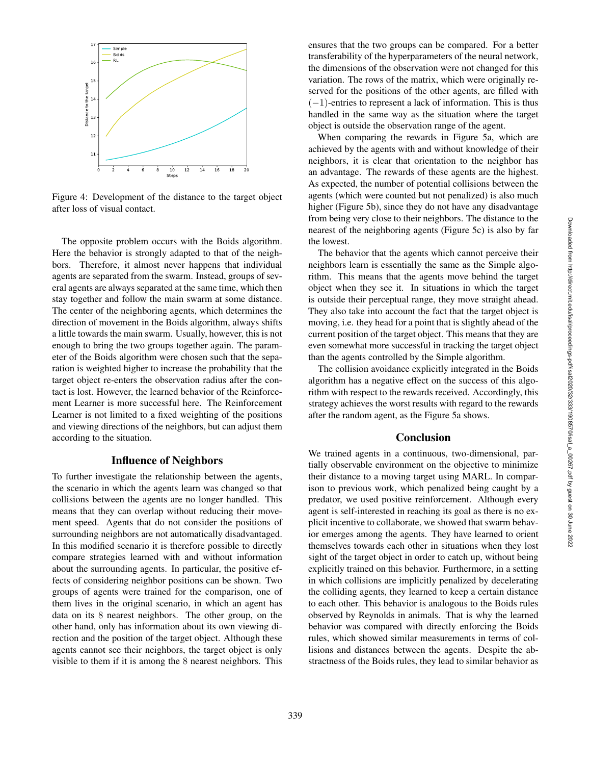Figure 4: Development of the distance to the target object after loss of visual contact.

The opposite problem occurs with the Boids algorithm. Here the behavior is strongly adapted to that of the neighbors. Therefore, it almost never happens that individual agents are separated from the swarm. Instead, groups of several agents are always separated at the same time, which then stay together and follow the main swarm at some distance. The center of the neighboring agents, which determines the direction of movement in the Boids algorithm, always shifts a little towards the main swarm. Usually, however, this is not enough to bring the two groups together again. The parameter of the Boids algorithm were chosen such that the separation is weighted higher to increase the probability that the target object re-enters the observation radius after the contact is lost. However, the learned behavior of the Reinforcement Learner is more successful here. The Reinforcement Learner is not limited to a fixed weighting of the positions and viewing directions of the neighbors, but can adjust them according to the situation.

## Influence of Neighbors

To further investigate the relationship between the agents, the scenario in which the agents learn was changed so that collisions between the agents are no longer handled. This means that they can overlap without reducing their movement speed. Agents that do not consider the positions of surrounding neighbors are not automatically disadvantaged. In this modified scenario it is therefore possible to directly compare strategies learned with and without information about the surrounding agents. In particular, the positive effects of considering neighbor positions can be shown. Two groups of agents were trained for the comparison, one of them lives in the original scenario, in which an agent has data on its 8 nearest neighbors. The other group, on the other hand, only has information about its own viewing direction and the position of the target object. Although these agents cannot see their neighbors, the target object is only visible to them if it is among the 8 nearest neighbors. This ensures that the two groups can be compared. For a better transferability of the hyperparameters of the neural network, the dimensions of the observation were not changed for this variation. The rows of the matrix, which were originally reserved for the positions of the other agents, are filled with $(-1)$-entries to represent a lack of information. This is thus handled in the same way as the situation where the target object is outside the observation range of the agent.

When comparing the rewards in Figure 5a, which are achieved by the agents with and without knowledge of their neighbors, it is clear that orientation to the neighbor has an advantage. The rewards of these agents are the highest. As expected, the number of potential collisions between the agents (which were counted but not penalized) is also much higher (Figure 5b), since they do not have any disadvantage from being very close to their neighbors. The distance to the nearest of the neighboring agents (Figure 5c) is also by far the lowest.

The behavior that the agents which cannot perceive their neighbors learn is essentially the same as the Simple algorithm. This means that the agents move behind the target object when they see it. In situations in which the target is outside their perceptual range, they move straight ahead. They also take into account the fact that the target object is moving, i.e. they head for a point that is slightly ahead of the current position of the target object. This means that they are even somewhat more successful in tracking the target object than the agents controlled by the Simple algorithm.

The collision avoidance explicitly integrated in the Boids algorithm has a negative effect on the success of this algorithm with respect to the rewards received. Accordingly, this strategy achieves the worst results with regard to the rewards after the random agent, as the Figure 5a shows.

## Conclusion

We trained agents in a continuous, two-dimensional, partially observable environment on the objective to minimize their distance to a moving target using MARL. In comparison to previous work, which penalized being caught by a predator, we used positive reinforcement. Although every agent is self-interested in reaching its goal as there is no explicit incentive to collaborate, we showed that swarm behavior emerges among the agents. They have learned to orient themselves towards each other in situations when they lost sight of the target object in order to catch up, without being explicitly trained on this behavior. Furthermore, in a setting in which collisions are implicitly penalized by decelerating the colliding agents, they learned to keep a certain distance to each other. This behavior is analogous to the Boids rules observed by Reynolds in animals. That is why the learned behavior was compared with directly enforcing the Boids rules, which showed similar measurements in terms of collisions and distances between the agents. Despite the abstractness of the Boids rules, they lead to similar behavior as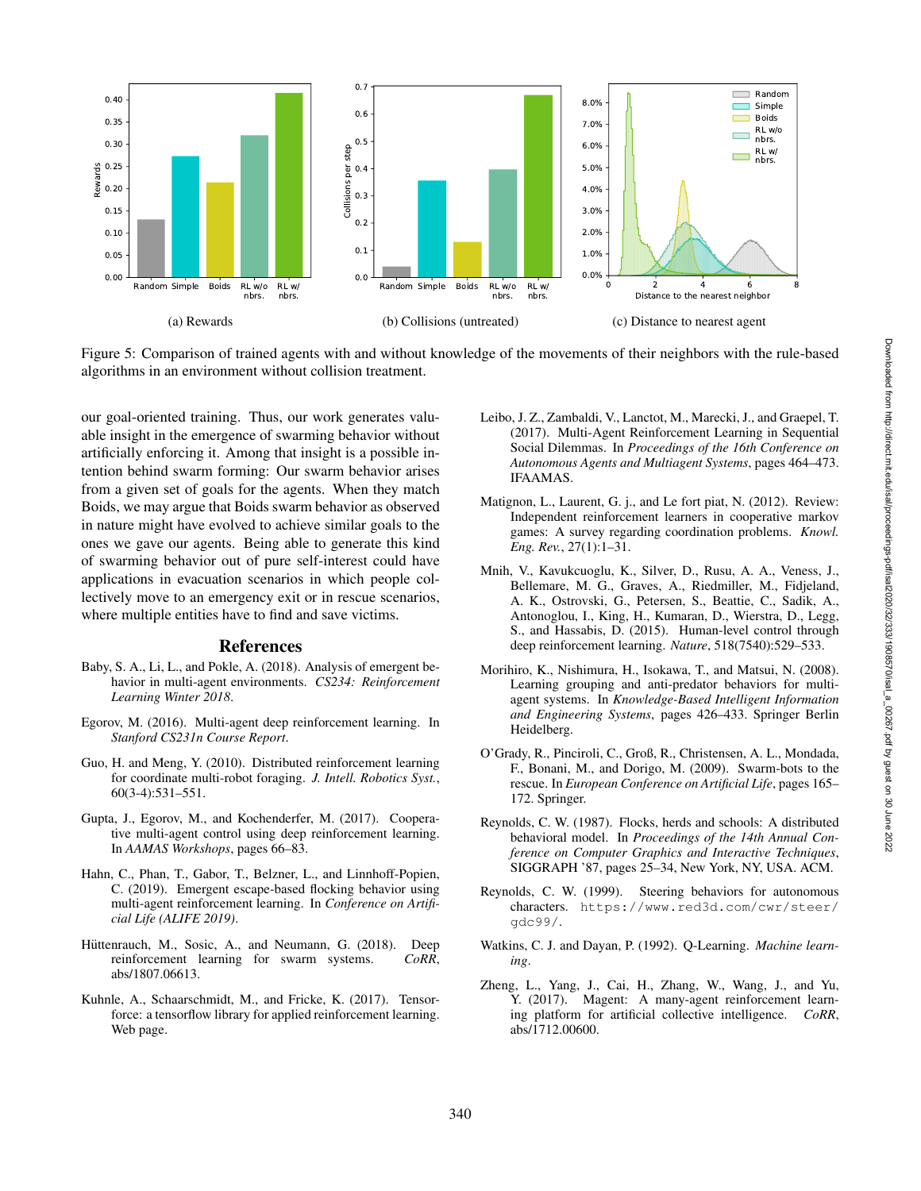Rewards
0.40
0.35
0.30
0.25
0.20
0.15
0.10
0.05
0.00
Random Simple Boids RL w/o nbrs. RL w/ nbrs.

(a) Rewards

Collisions per step
0.7
0.6
0.5
0.4
0.3
0.2
0.1
0.0
Random Simple Boids RL w/o nbrs. RL w/ nbrs.

(b) Collisions (untreated)

Random
Simple
Boids
RL w/o nbrs.
RL w/ nbrs.
8.0%
7.0%
6.0%
5.0%
4.0%
3.0%
2.0%
1.0%
0.0%
0 2 4 6 8
Distance to the nearest neighbor

(c) Distance to nearest agent

Figure 5: Comparison of trained agents with and without knowledge of the movements of their neighbors with the rule-based algorithms in an environment without collision treatment.

our goal-oriented training. Thus, our work generates valuable insight in the emergence of swarming behavior without artificially enforcing it. Among that insight is a possible intention behind swarm forming: Our swarm behavior arises from a given set of goals for the agents. When they match Boids, we may argue that Boids swarm behavior as observed in nature might have evolved to achieve similar goals to the ones we gave our agents. Being able to generate this kind of swarming behavior out of pure self-interest could have applications in evacuation scenarios in which people collectively move to an emergency exit or in rescue scenarios, where multiple entities have to find and save victims.

## References

Baby, S. A., Li, L., and Pokle, A. (2018). Analysis of emergent behavior in multi-agent environments. *CS234: Reinforcement Learning Winter 2018*.

Egorov, M. (2016). Multi-agent deep reinforcement learning. In *Stanford CS231n Course Report*.

Guo, H. and Meng, Y. (2010). Distributed reinforcement learning for coordinate multi-robot foraging. *J. Intell. Robotics Syst.*, 60(3-4):531–551.

Gupta, J., Egorov, M., and Kochenderfer, M. (2017). Cooperative multi-agent control using deep reinforcement learning. In *AAMAS Workshops*, pages 66–83.

Hahn, C., Phan, T., Gabor, T., Belzner, L., and Linnhoff-Popien, C. (2019). Emergent escape-based flocking behavior using multi-agent reinforcement learning. In *Conference on Artificial Life (ALIFE 2019)*.

Hüttenrauch, M., Sosic, A., and Neumann, G. (2018). Deep reinforcement learning for swarm systems. *CoRR*, abs/1807.06613.

Kuhnle, A., Schaarschmidt, M., and Fricke, K. (2017). Tensorforce: a tensorflow library for applied reinforcement learning. Web page.

Leibo, J. Z., Zambaldi, V., Lanctot, M., Marecki, J., and Graepel, T. (2017). Multi-Agent Reinforcement Learning in Sequential Social Dilemmas. In *Proceedings of the 16th Conference on Autonomous Agents and Multiagent Systems*, pages 464–473. IFAAMAS.

Matignon, L., Laurent, G. j., and Le fort piat, N. (2012). Review: Independent reinforcement learners in cooperative markov games: A survey regarding coordination problems. *Knowl. Eng. Rev.*, 27(1):1–31.

Mnih, V., Kavukcuoglu, K., Silver, D., Rusu, A. A., Veness, J., Bellemare, M. G., Graves, A., Riedmiller, M., Fidjeland, A. K., Ostrovski, G., Petersen, S., Beattie, C., Sadik, A., Antonoglou, I., King, H., Kumaran, D., Wierstra, D., Legg, S., and Hassabis, D. (2015). Human-level control through deep reinforcement learning. *Nature*, 518(7540):529–533.

Morihiro, K., Nishimura, H., Isokawa, T., and Matsui, N. (2008). Learning grouping and anti-predator behaviors for multi-agent systems. In *Knowledge-Based Intelligent Information and Engineering Systems*, pages 426–433. Springer Berlin Heidelberg.

O'Grady, R., Pinciroli, C., Groß, R., Christensen, A. L., Mondada, F., Bonani, M., and Dorigo, M. (2009). Swarm-bots to the rescue. In *European Conference on Artificial Life*, pages 165–172. Springer.

Reynolds, C. W. (1987). Flocks, herds and schools: A distributed behavioral model. In *Proceedings of the 14th Annual Conference on Computer Graphics and Interactive Techniques*, SIGGRAPH '87, pages 25–34, New York, NY, USA. ACM.

Reynolds, C. W. (1999). Steering behaviors for autonomous characters. https://www.red3d.com/cwr/steer/gdc99/.

Watkins, C. J. and Dayan, P. (1992). Q-Learning. *Machine learning*.

Zheng, L., Yang, J., Cai, H., Zhang, W., Wang, J., and Yu, Y. (2017). Magent: A many-agent reinforcement learning platform for artificial collective intelligence. *CoRR*, abs/1712.00600.